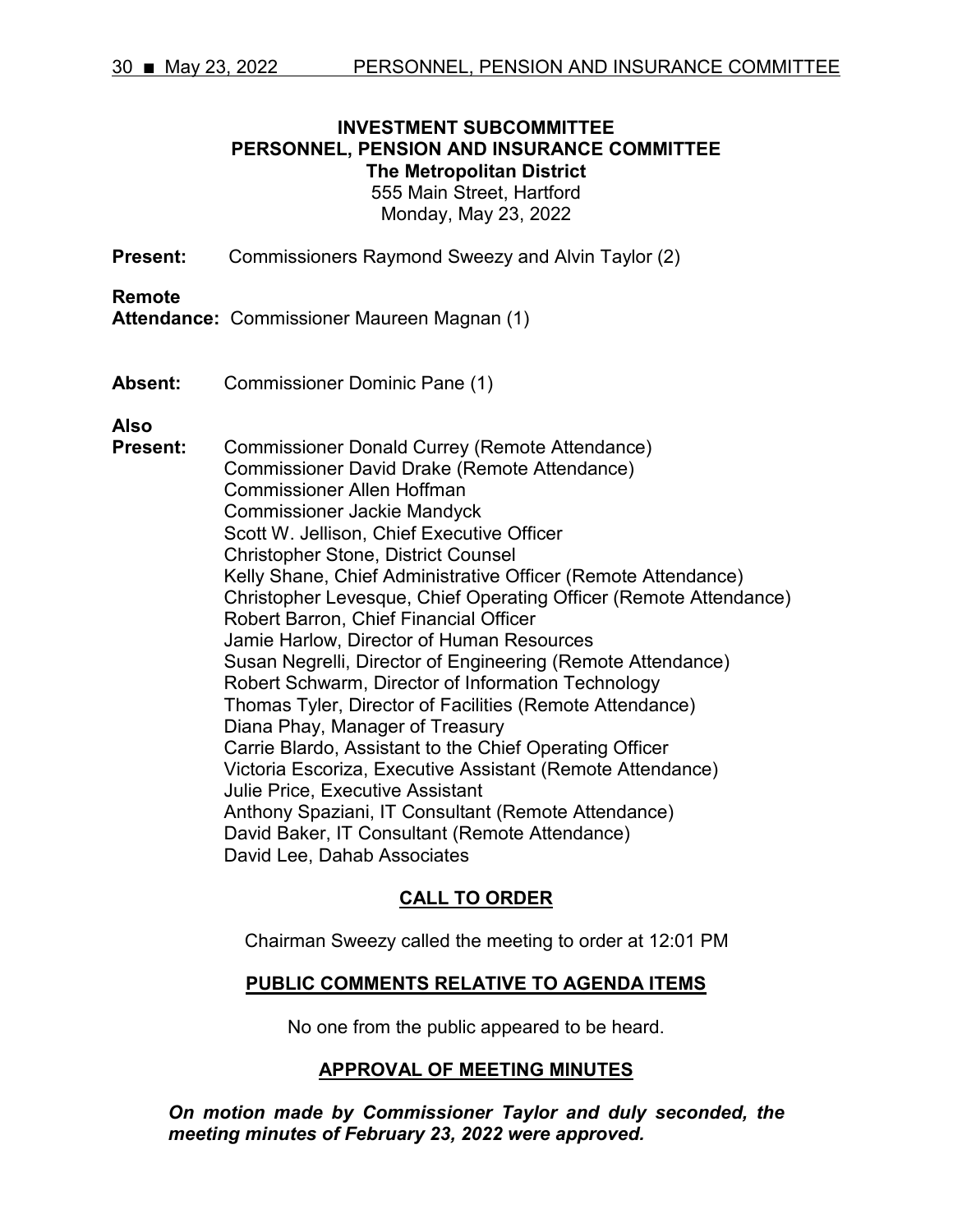# INVESTMENT SUBCOMMITTEE
## PERSONNEL, PENSION AND INSURANCE COMMITTEE
### The Metropolitan District

555 Main Street, Hartford
Monday, May 23, 2022

**Present:** Commissioners Raymond Sweezy and Alvin Taylor (2)

**Remote Attendance:** Commissioner Maureen Magnan (1)

**Absent:** Commissioner Dominic Pane (1)

**Also Present:**
Commissioner Donald Currey (Remote Attendance)
Commissioner David Drake (Remote Attendance)
Commissioner Allen Hoffman
Commissioner Jackie Mandyck
Scott W. Jellison, Chief Executive Officer
Christopher Stone, District Counsel
Kelly Shane, Chief Administrative Officer (Remote Attendance)
Christopher Levesque, Chief Operating Officer (Remote Attendance)
Robert Barron, Chief Financial Officer
Jamie Harlow, Director of Human Resources
Susan Negrelli, Director of Engineering (Remote Attendance)
Robert Schwarm, Director of Information Technology
Thomas Tyler, Director of Facilities (Remote Attendance)
Diana Phay, Manager of Treasury
Carrie Blardo, Assistant to the Chief Operating Officer
Victoria Escoriza, Executive Assistant (Remote Attendance)
Julie Price, Executive Assistant
Anthony Spaziani, IT Consultant (Remote Attendance)
David Baker, IT Consultant (Remote Attendance)
David Lee, Dahab Associates

## CALL TO ORDER

Chairman Sweezy called the meeting to order at 12:01 PM

## PUBLIC COMMENTS RELATIVE TO AGENDA ITEMS

No one from the public appeared to be heard.

## APPROVAL OF MEETING MINUTES

***On motion made by Commissioner Taylor and duly seconded, the meeting minutes of February 23, 2022 were approved.***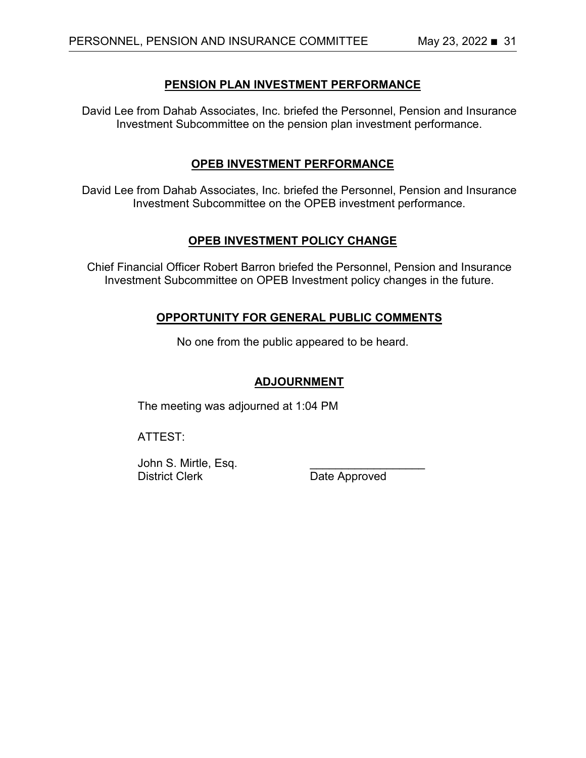## PENSION PLAN INVESTMENT PERFORMANCE

David Lee from Dahab Associates, Inc. briefed the Personnel, Pension and Insurance Investment Subcommittee on the pension plan investment performance.

## OPEB INVESTMENT PERFORMANCE

David Lee from Dahab Associates, Inc. briefed the Personnel, Pension and Insurance Investment Subcommittee on the OPEB investment performance.

## OPEB INVESTMENT POLICY CHANGE

Chief Financial Officer Robert Barron briefed the Personnel, Pension and Insurance Investment Subcommittee on OPEB Investment policy changes in the future.

## OPPORTUNITY FOR GENERAL PUBLIC COMMENTS

No one from the public appeared to be heard.

## ADJOURNMENT

The meeting was adjourned at 1:04 PM

ATTEST:

John S. Mirtle, Esq.
District Clerk

__________________
Date Approved